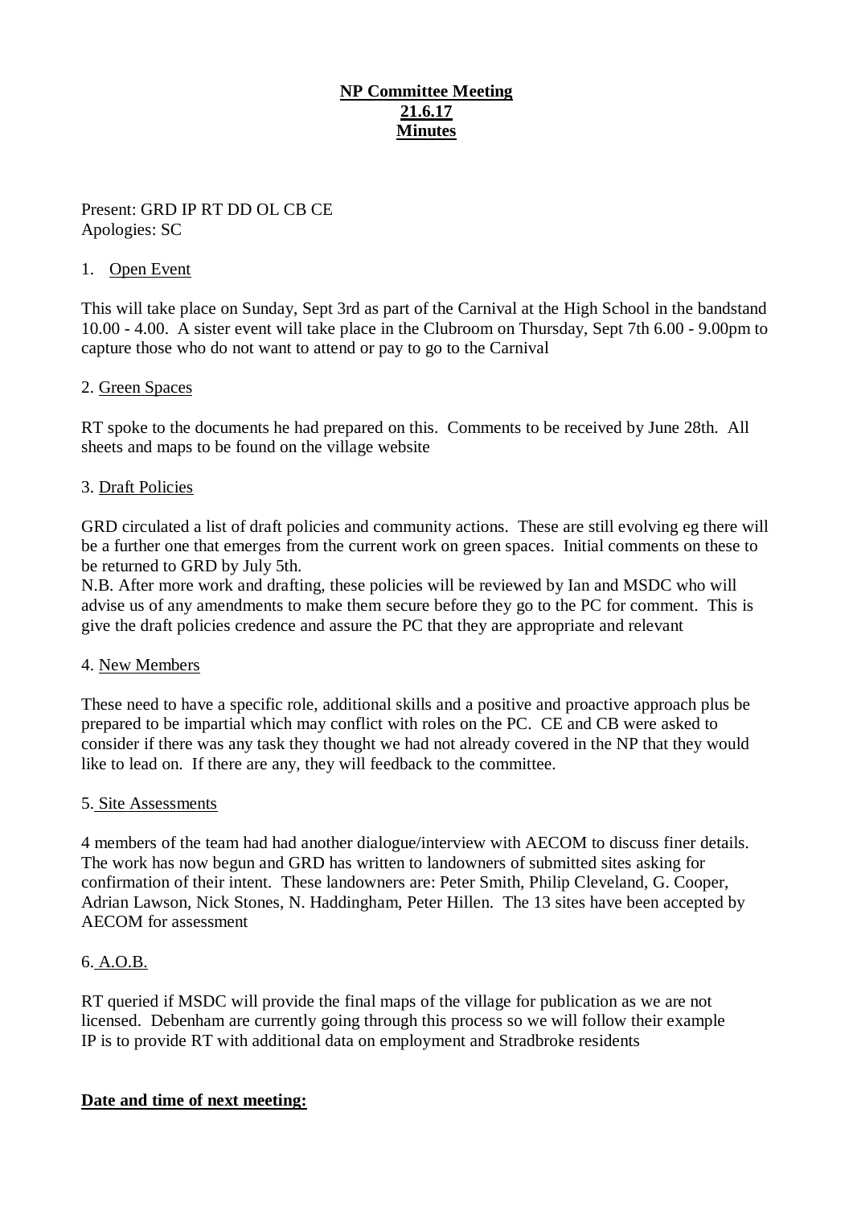**NP Committee Meeting**
**21.6.17**
**Minutes**

Present: GRD IP RT DD OL CB CE
Apologies: SC

1. Open Event

This will take place on Sunday, Sept 3rd as part of the Carnival at the High School in the bandstand 10.00 - 4.00. A sister event will take place in the Clubroom on Thursday, Sept 7th 6.00 - 9.00pm to capture those who do not want to attend or pay to go to the Carnival

2. Green Spaces

RT spoke to the documents he had prepared on this. Comments to be received by June 28th. All sheets and maps to be found on the village website

3. Draft Policies

GRD circulated a list of draft policies and community actions. These are still evolving eg there will be a further one that emerges from the current work on green spaces. Initial comments on these to be returned to GRD by July 5th.
N.B. After more work and drafting, these policies will be reviewed by Ian and MSDC who will advise us of any amendments to make them secure before they go to the PC for comment. This is give the draft policies credence and assure the PC that they are appropriate and relevant

4. New Members

These need to have a specific role, additional skills and a positive and proactive approach plus be prepared to be impartial which may conflict with roles on the PC. CE and CB were asked to consider if there was any task they thought we had not already covered in the NP that they would like to lead on. If there are any, they will feedback to the committee.

5. Site Assessments

4 members of the team had had another dialogue/interview with AECOM to discuss finer details. The work has now begun and GRD has written to landowners of submitted sites asking for confirmation of their intent. These landowners are: Peter Smith, Philip Cleveland, G. Cooper, Adrian Lawson, Nick Stones, N. Haddingham, Peter Hillen. The 13 sites have been accepted by AECOM for assessment

6. A.O.B.

RT queried if MSDC will provide the final maps of the village for publication as we are not licensed. Debenham are currently going through this process so we will follow their example
IP is to provide RT with additional data on employment and Stradbroke residents

**Date and time of next meeting:**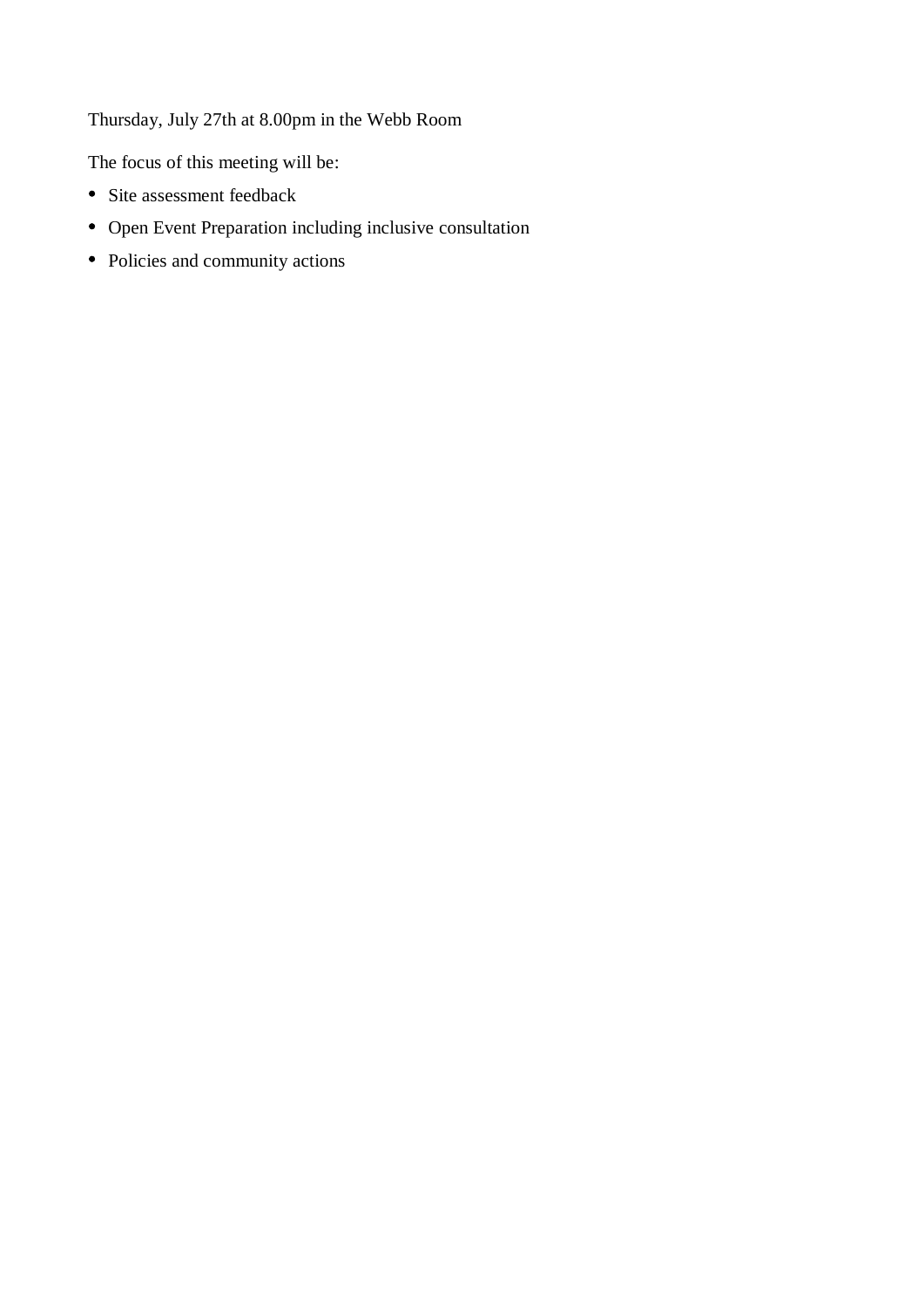Thursday, July 27th at 8.00pm in the Webb Room

The focus of this meeting will be:

- Site assessment feedback
- Open Event Preparation including inclusive consultation
- Policies and community actions